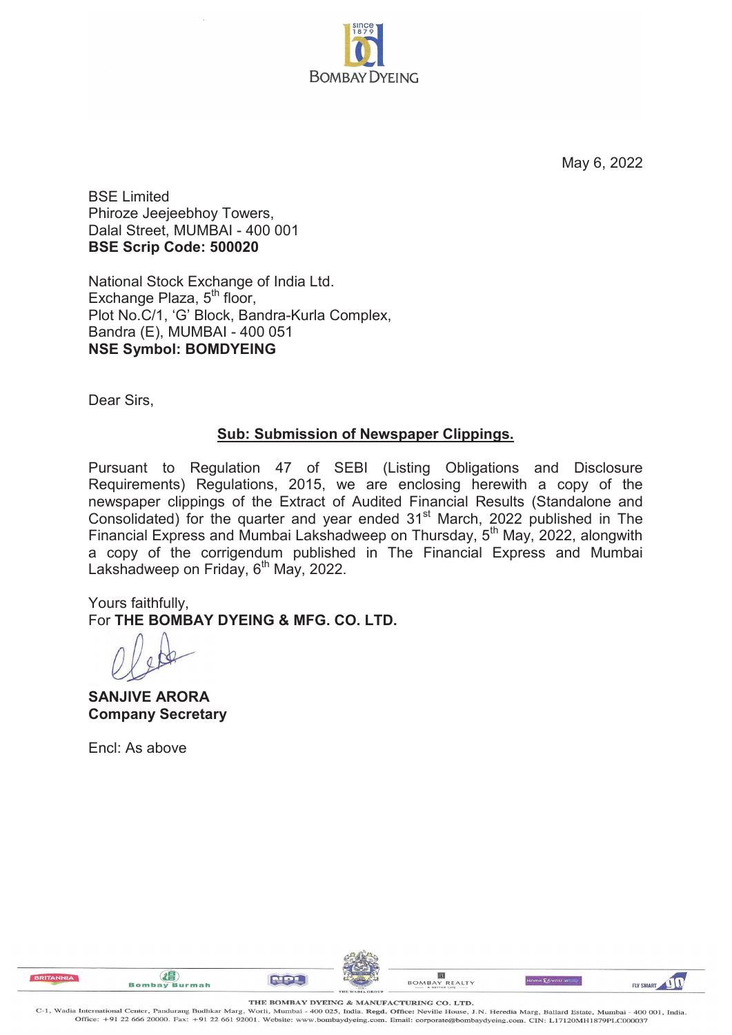BOMBAY DYEING

May 6, 2022

BSE Limited
Phiroze Jeejeebhoy Towers,
Dalal Street, MUMBAI - 400 001
**BSE Scrip Code: 500020**

National Stock Exchange of India Ltd.
Exchange Plaza, 5th floor,
Plot No.C/1, 'G' Block, Bandra-Kurla Complex,
Bandra (E), MUMBAI - 400 051
**NSE Symbol: BOMDYEING**

Dear Sirs,

**Sub: Submission of Newspaper Clippings.**

Pursuant to Regulation 47 of SEBI (Listing Obligations and Disclosure Requirements) Regulations, 2015, we are enclosing herewith a copy of the newspaper clippings of the Extract of Audited Financial Results (Standalone and Consolidated) for the quarter and year ended 31st March, 2022 published in The Financial Express and Mumbai Lakshadweep on Thursday, 5th May, 2022, alongwith a copy of the corrigendum published in The Financial Express and Mumbai Lakshadweep on Friday, 6th May, 2022.

Yours faithfully,
For **THE BOMBAY DYEING & MFG. CO. LTD.**

**SANJIVE ARORA**
**Company Secretary**

Encl: As above

THE BOMBAY DYEING & MANUFACTURING CO. LTD.
C-1, Wadia International Center, Pandurang Budhkar Marg, Worli, Mumbai - 400 025, India. Regd. Office: Neville House, J.N. Heredia Marg, Ballard Estate, Mumbai - 400 001, India.
Office: +91 22 666 20000. Fax: +91 22 661 92001. Website: www.bombaydyeing.com. Email: corporate@bombaydyeing.com. CIN: L17120MH1879PLC000037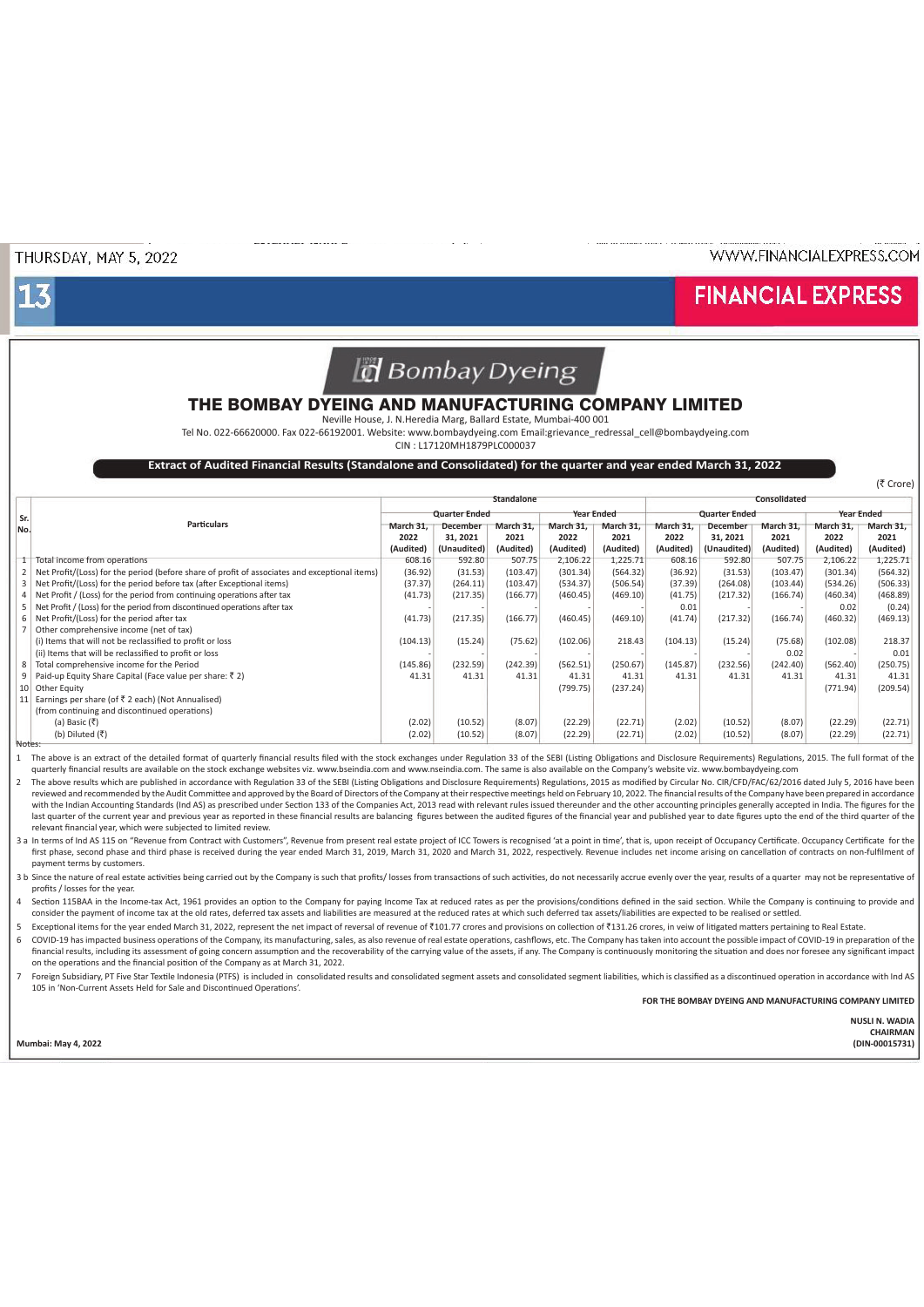# Bombay Dyeing

## THE BOMBAY DYEING AND MANUFACTURING COMPANY LIMITED

Neville House, J. N.Heredia Marg, Ballard Estate, Mumbai-400 001

Tel No. 022-66620000. Fax 022-66192001. Website: www.bombaydyeing.com Email:grievance_redressal_cell@bombaydyeing.com

CIN : L17120MH1879PLC000037

### Extract of Audited Financial Results (Standalone and Consolidated) for the quarter and year ended March 31, 2022

(₹ Crore)

| Sr. No. | Particulars | Standalone | | | | | Consolidated | | | | |
|---|---|---|---|---|---|---|---|---|---|---|---|
| | | Quarter Ended | | | Year Ended | | Quarter Ended | | | Year Ended | |
| | | March 31, 2022 (Audited) | December 31, 2021 (Unaudited) | March 31, 2021 (Audited) | March 31, 2022 (Audited) | March 31, 2021 (Audited) | March 31, 2022 (Audited) | December 31, 2021 (Unaudited) | March 31, 2021 (Audited) | March 31, 2022 (Audited) | March 31, 2021 (Audited) |
| 1 | Total income from operations | 608.16 | 592.80 | 507.75 | 2,106.22 | 1,225.71 | 608.16 | 592.80 | 507.75 | 2,106.22 | 1,225.71 |
| 2 | Net Profit/(Loss) for the period (before share of profit of associates and exceptional items) | (36.92) | (31.53) | (103.47) | (301.34) | (564.32) | (36.92) | (31.53) | (103.47) | (301.34) | (564.32) |
| 3 | Net Profit/(Loss) for the period before tax (after Exceptional items) | (37.37) | (264.11) | (103.47) | (534.37) | (506.54) | (37.39) | (264.08) | (103.44) | (534.26) | (506.33) |
| 4 | Net Profit / (Loss) for the period from continuing operations after tax | (41.73) | (217.35) | (166.77) | (460.45) | (469.10) | (41.75) | (217.32) | (166.74) | (460.34) | (468.89) |
| 5 | Net Profit / (Loss) for the period from discontinued operations after tax | - | - | - | - | - | 0.01 | - | - | 0.02 | (0.24) |
| 6 | Net Profit/(Loss) for the period after tax | (41.73) | (217.35) | (166.77) | (460.45) | (469.10) | (41.74) | (217.32) | (166.74) | (460.32) | (469.13) |
| 7 | Other comprehensive income (net of tax) | | | | | | | | | | |
| | (i) Items that will not be reclassified to profit or loss | (104.13) | (15.24) | (75.62) | (102.06) | 218.43 | (104.13) | (15.24) | (75.68) | (102.08) | 218.37 |
| | (ii) Items that will be reclassified to profit or loss | - | - | - | - | - | - | - | 0.02 | - | 0.01 |
| 8 | Total comprehensive income for the Period | (145.86) | (232.59) | (242.39) | (562.51) | (250.67) | (145.87) | (232.56) | (242.40) | (562.40) | (250.75) |
| 9 | Paid-up Equity Share Capital (Face value per share: ₹ 2) | 41.31 | 41.31 | 41.31 | 41.31 | 41.31 | 41.31 | 41.31 | 41.31 | 41.31 | 41.31 |
| 10 | Other Equity | | | | (799.75) | (237.24) | | | | (771.94) | (209.54) |
| 11 | Earnings per share (of ₹ 2 each) (Not Annualised) (from continuing and discontinued operations) | | | | | | | | | | |
| | (a) Basic (₹) | (2.02) | (10.52) | (8.07) | (22.29) | (22.71) | (2.02) | (10.52) | (8.07) | (22.29) | (22.71) |
| | (b) Diluted (₹) | (2.02) | (10.52) | (8.07) | (22.29) | (22.71) | (2.02) | (10.52) | (8.07) | (22.29) | (22.71) |

Notes:

1. The above is an extract of the detailed format of quarterly financial results filed with the stock exchanges under Regulation 33 of the SEBI (Listing Obligations and Disclosure Requirements) Regulations, 2015. The full format of the quarterly financial results are available on the stock exchange websites viz. www.bseindia.com and www.nseindia.com. The same is also available on the Company's website viz. www.bombaydyeing.com

2. The above results which are published in accordance with Regulation 33 of the SEBI (Listing Obligations and Disclosure Requirements) Regulations, 2015 as modified by Circular No. CIR/CFD/FAC/62/2016 dated July 5, 2016 have been reviewed and recommended by the Audit Committee and approved by the Board of Directors of the Company at their respective meetings held on February 10, 2022. The financial results of the Company have been prepared in accordance with the Indian Accounting Standards (Ind AS) as prescribed under Section 133 of the Companies Act, 2013 read with relevant rules issued thereunder and the other accounting principles generally accepted in India. The figures for the last quarter of the current year and previous year as reported in these financial results are balancing figures between the audited figures of the financial year and published year to date figures upto the end of the third quarter of the relevant financial year, which were subjected to limited review.

3 a In terms of Ind AS 115 on "Revenue from Contract with Customers", Revenue from present real estate project of ICC Towers is recognised 'at a point in time', that is, upon receipt of Occupancy Certificate. Occupancy Certificate for the first phase, second phase and third phase is received during the year ended March 31, 2019, March 31, 2020 and March 31, 2022, respectively. Revenue includes net income arising on cancellation of contracts on non-fulfilment of payment terms by customers.

3 b Since the nature of real estate activities being carried out by the Company is such that profits/ losses from transactions of such activities, do not necessarily accrue evenly over the year, results of a quarter may not be representative of profits / losses for the year.

4. Section 115BAA in the Income-tax Act, 1961 provides an option to the Company for paying Income Tax at reduced rates as per the provisions/conditions defined in the said section. While the Company is continuing to provide and consider the payment of income tax at the old rates, deferred tax assets and liabilities are measured at the reduced rates at which such deferred tax assets/liabilities are expected to be realised or settled.

5. Exceptional items for the year ended March 31, 2022, represent the net impact of reversal of revenue of ₹101.77 crores and provisions on collection of ₹131.26 crores, in veiw of litigated matters pertaining to Real Estate.

6. COVID-19 has impacted business operations of the Company, its manufacturing, sales, as also revenue of real estate operations, cashflows, etc. The Company has taken into account the possible impact of COVID-19 in preparation of the financial results, including its assessment of going concern assumption and the recoverability of the carrying value of the assets, if any. The Company is continuously monitoring the situation and does not foresee any significant impact on the operations and the financial position of the Company as at March 31, 2022.

7. Foreign Subsidiary, PT Five Star Textile Indonesia (PTFS) is included in consolidated results and consolidated segment assets and consolidated segment liabilities, which is classified as a discontinued operation in accordance with Ind AS 105 in 'Non-Current Assets Held for Sale and Discontinued Operations'.

**FOR THE BOMBAY DYEING AND MANUFACTURING COMPANY LIMITED**

**NUSLI N. WADIA**
**CHAIRMAN**
**(DIN-00015731)**

**Mumbai: May 4, 2022**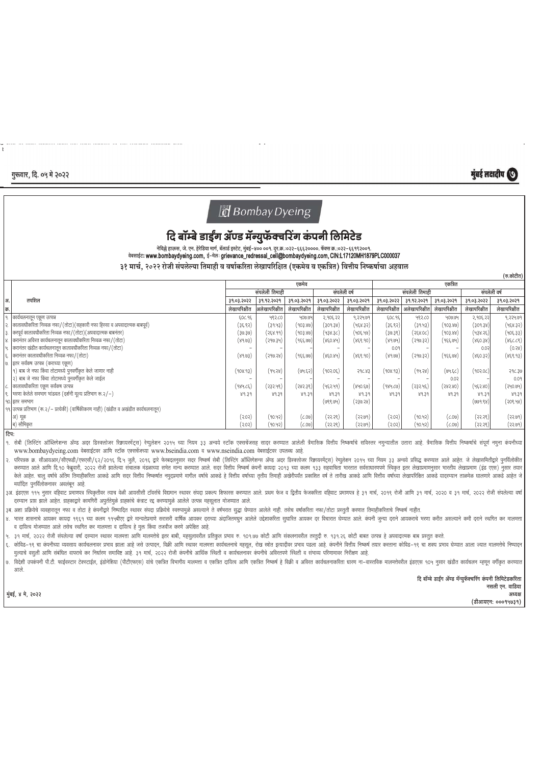# दि बॉम्बे डाईंग ॲण्ड मॅन्युफॅक्चरिंग कंपनी लिमिटेड

नेविल्ले हाऊस, जे. एन. हेरेडिया मार्ग, बॅलार्ड इस्टेट, मुंबई-४०० ००१. दूर.क्र.:०२२-६६६२००००. फॅक्स क्र.:०२२-६६१९२००१.
वेबसाईट: www.bombaydyeing.com, ई-मेल: grievance_redressal_cell@bombaydyeing.com, CIN:L17120MH1879PLC000037

## ३१ मार्च, २०२२ रोजी संपलेल्या तिमाही व वर्षाकरिता लेखापरिक्षित (एकमेव व एकत्रित) वित्तीय निष्कर्षाचा अहवाल

(रु.कोटीत)

| अ. क्र. | तपशिल | एकमेव | | | | | एकत्रित | | | | |
|---|---|---|---|---|---|---|---|---|---|---|---|
| | | संपलेली तिमाही | | | संपलेले वर्ष | | संपलेली तिमाही | | | संपलेले वर्ष | |
| | | ३१.०३.२०२२ | ३१.१२.२०२१ | ३१.०३.२०२१ | ३१.०३.२०२२ | ३१.०३.२०२१ | ३१.०३.२०२२ | ३१.१२.२०२१ | ३१.०३.२०२१ | ३१.०३.२०२२ | ३१.०३.२०२१ |
| | | लेखापरिक्षीत | अलेखापरिक्षीत | लेखापरिक्षीत | लेखापरिक्षीत | लेखापरिक्षीत | लेखापरिक्षीत | अलेखापरिक्षीत | लेखापरिक्षीत | लेखापरिक्षीत | लेखापरिक्षीत |
| १. | कार्यचलनातून एकूण उत्पन्न | ६०८.१६ | ५१२.८० | ५०७.७५ | २,१०६.२२ | १,२२५.७१ | ६०८.१६ | ५१२.८० | ५०७.७५ | २,१०६.२२ | १,२२५.७१ |
| २. | कालावधीकरिता निव्वळ नफा/(तोटा)(सहकारी नफा हिस्सा व अपवादात्मक बाबपूर्व) | (३६.९२) | (३१.५३) | (१०३.४७) | (३०१.३४) | (५६४.३२) | (३६.९२) | (३१.५३) | (१०३.४७) | (३०१.३४) | (५६४.३२) |
| ३. | करपूर्व कालावधीकरिता निव्वळ नफा/(तोटा)(अपवादात्मक बाबनंतर) | (३७.३७) | (२६४.११) | (१०३.४७) | (५३४.३८) | (५०६.५४) | (३७.३९) | (२६४.०८) | (१०३.४४) | (५३४.२६) | (५०६.३३) |
| ४. | करानंतर अविरत कार्यचलनातून कालावधीकरिता निव्वळ नफा/(तोटा) | (४१.७३) | (२१७.३५) | (१६६.७७) | (४६०.४५) | (४६१.१०) | (४१.७४) | (२१७.३२) | (१६६.७५) | (४६०.३४) | (४६८.८९) |
| ५. | करानंतर खंडीत कार्यचलनातून कालावधीकरिता निव्वळ नफा/(तोटा) | – | – | – | – | – | ०.०१ | – | – | ०.०२ | (०.२४) |
| ६. | करानंतर कालावधीकरिता निव्वळ नफा/(तोटा) | (४१.७३) | (२१७.३५) | (१६६.७७) | (४६०.४५) | (४६१.१०) | (४१.७४) | (२१७.३२) | (१६६.७४) | (४६०.३२) | (४६९.१३) |
| ७. | इतर सर्वकष उत्पन्न (कराच्या एकूण) | | | | | | | | | | |
| | १) बाब जे नफा किंवा तोटामध्ये पुनर्वर्गीकृत केले जाणार नाही | (१०४.१३) | (१५.२४) | (७५.६२) | (१०२.०६) | २१८.४३ | (१०४.१३) | (१५.२४) | (७५.६८) | (१०२.०८) | २१८.३७ |
| | २) बाब जे नफा किंवा तोटामध्ये पुनर्वर्गीकृत केले जाईल | – | – | – | – | – | – | – | ०.०२ | – | ०.०१ |
| ८. | कालावधीकरिता एकूण सर्वकष उत्पन्न | (१४५.८६) | (२३२.५९) | (२४२.३९) | (५६२.५१) | (२५०.६७) | (१४५.८७) | (२३२.५६) | (२४२.४०) | (५६२.४०) | (२५०.७५) |
| ९. | भरणा केलेले समभाग भांडवल (दर्शनी मूल्य प्रतिभाग रु.२/-) | ४१.३१ | ४१.३१ | ४१.३१ | ४१.३१ | ४१.३१ | ४१.३१ | ४१.३१ | ४१.३१ | ४१.३१ | ४१.३१ |
| १०. | इतर समभाग | | | | (७९९.७५) | (२३७.२४) | | | | (७७१.१४) | (२०९.५४) |
| ११. | उत्पन्न प्रतिभाग (रु.२/- प्रत्येकी) (वार्षिकीकरण नाही) (खंडीत व अखंडीत कार्यचलनातून) | | | | | | | | | | |
| | अ) मूळ | (२.०२) | (१०.५२) | (८.०७) | (२२.२९) | (२२.७१) | (२.०२) | (१०.५२) | (८.०७) | (२२.२९) | (२२.७१) |
| | ब) सौमिकृत | (२.०२) | (१०.५२) | (८.०७) | (२२.२९) | (२२.७१) | (२.०२) | (१०.५२) | (८.०७) | (२२.२९) | (२२.७१) |

**टिप:**

१. सेबी (लिस्टिंग ऑब्लिगेशन्स ॲण्ड अदर डिस्क्लोजर रिक्वायरमेंट्स) रेग्युलेशन २०१५ च्या नियम ३३ अन्वये स्टॉक एक्सचेंजसह सादर करण्यात आलेली त्रैमासिक वित्तीय निष्कर्षाचे सविस्तर नमुन्यातील उतारा आहे. त्रैमासिक वित्तीय निष्कर्षाचे संपूर्ण नमुना कंपनीच्या www.bombaydyeing.com वेबसाईटवर आणि स्टॉक एक्सचेंजच्या www.bseindia.com व www.nseindia.com वेबसाईटवर उपलब्ध आहे.

२. परिपत्रक क्र. सीआयआर/सीएफडी/एफएसी/६२/२०१६ दि.५ जुलै, २०१६ द्वारे फेरबदलनुसार सदर निष्कर्ष सेबी (लिस्टिंग ऑब्लिगेशन्स ॲण्ड अदर डिस्क्लोजर रिक्वायरमेंट्स) रेग्युलेशन २०१५ च्या नियम ३३ अन्वये प्रसिद्ध करण्यात आले आहेत. जे लेखासमितीद्वारे पुनर्विलोकीत करण्यात आले आणि दि.१० फेब्रुवारी, २०२२ रोजी झालेल्या संचालक मंडळाच्या सभेत मान्य करण्यात आले. सदर वित्तीय निष्कर्ष कंपनी कायदा २०१३ च्या कलम १३३ सहवाचिता भारतात सर्वसाधारणपणे स्विकृत इतर लेखाप्रमाणानुसार भारतीय लेखाप्रमाण (इंड एएस) नुसार तयार केले आहेत. चालु वर्षाचे अंतिम तिमाहीकरिता आकडे आणि सदर वित्तीय निष्कर्षात नमुदप्रमाणे मागील वर्षाचे आकडे हे वित्तीय वर्षाच्या तृतीय तिमाही अखेरीपर्यंत प्रकाशित वर्ष ते तारीख आकडे आणि वित्तीय वर्षाच्या लेखापरिक्षित आकडे यादरम्यान ताळमेळ घालणारे आकडे आहेत जे मर्यादित पुनर्विलोकनावर अवलंबून आहे.

३अ. इंडएएस ११५ नुसार वहिवाट प्रमाणपत्र स्विकृतीवर त्याच वेळी आयसीसी टॉवर्सचे विद्यमान स्थावर संपदा प्रकल्प शिफारस करण्यात आले. प्रथम फेज व द्वितीय फेजकरिता वहिवाट प्रमाणपत्र हे ३१ मार्च, २०१९ रोजी आणि ३१ मार्च, २०२० व ३१ मार्च, २०२२ रोजी संपलेल्या वर्षा दरम्यान प्राप्त झाले आहेत. ग्राहकाद्वारे कामगिरी अपुर्ततेमुळे ग्राहकांचे कंत्राट रद्द करण्यामुळे आलेले उत्पन्न महसूलात मोजण्यात आले.

३ब. अशा प्रक्रियेचे व्यवहारातून नफा व तोटा हे कंपनीद्वारे निष्पादित स्थावर संपदा प्रक्रियेचे स्वरुपामुळे असल्याने ते वर्षभरात सुद्धा घेण्यात आलेले नाही. तसेच वर्षाकरिता नफा/तोटा प्रस्तुती करणात तिमाहीकरिताचे निष्कर्ष नाहीत.

४. भारत शासनाचे आयकर कायदा १९६१ च्या कलम ११५बीएए द्वारे मान्यतेप्रमाणे सरासरी वार्षिक आयकर दराच्या अंदाजितमधुन आलेले उद्देशाकरिता सुधारित आयकर दर विचारात घेण्यात आले. कंपनी जुन्या दराने आयकराचे भरणा करीत असल्याने कमी दराने स्थगित कर मालमत्ता व दायित्व मोजण्यात आले तसेच स्थगित कर मालमत्ता व दायित्व हे मुक्त किंवा तजवीज करणे अपेक्षित आहे.

५. ३१ मार्च, २०२२ रोजी संपलेल्या वर्ष दरम्यान स्थावर मालमत्ता आणि मालमत्तेचे इतर बाबी, महसुलावरील प्रतिकुल प्रभाव रु. १०१.७७ कोटी आणि संकलनावरील तरतुदी रु. १३१.२६ कोटी बाबत उत्पन्न हे अपवादात्मक बाब प्रस्तुत करते.

६. कोविड-१९ चा कंपनीच्या व्यवसाय कार्यचलनावर प्रभाव झाला आहे जसे उत्पादन, विक्री आणि स्थावर मालमत्ता कार्यचलनाचे महसूल, रोख स्रोत इत्यादीवर प्रभाव पडला आहे. कंपनीने वित्तीय निष्कर्ष तयार करताना कोविड-१९ चा शक्य प्रभाव घेण्यात आला ज्यात मालमत्तेचे निष्पादन मुल्याचे वसुली आणि संबंधित वापराचे कर निर्धारण समाविष्ट आहे. ३१ मार्च, २०२२ रोजी कंपनीचे आर्थिक स्थिती व कार्यचलनावर कंपनीचे अविरतपणे स्थिती व संभाव्य परिणामावर निरीक्षण आहे.

७. विदेशी उपकंपनी पी.टी. फाईबरटेन टेक्सटाईल, इंडोनेशिया (पीटीएफएस) यांचे एकत्रित विभागीय मालमत्ता व एकत्रित दायित्व आणि एकत्रित निष्कर्ष हे विक्री व अविरत कार्यचलनाकरिता धारण ना-वास्तविक मालमत्तेवरील इंडएएस १०५ नुसार खंडीत कार्यचलन म्हणून वर्गीकृत करण्यात आले.

दि बॉम्बे डाईंग ॲण्ड मॅन्युफॅक्चरिंग कंपनी लिमिटेडकरिता
नसली एन. वाडिया
अध्यक्ष
(डीआयएन: ०००१५७३१)

मुंबई, ४ मे, २०२२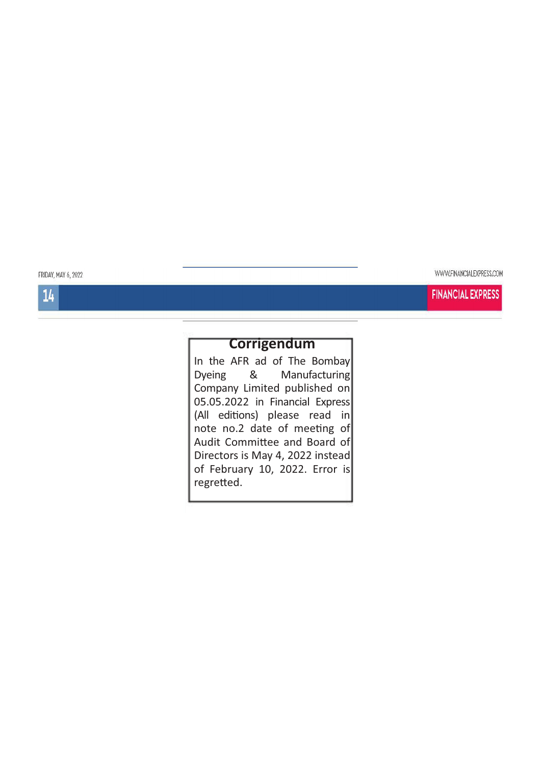# Corrigendum

In the AFR ad of The Bombay Dyeing & Manufacturing Company Limited published on 05.05.2022 in Financial Express (All editions) please read in note no.2 date of meeting of Audit Committee and Board of Directors is May 4, 2022 instead of February 10, 2022. Error is regretted.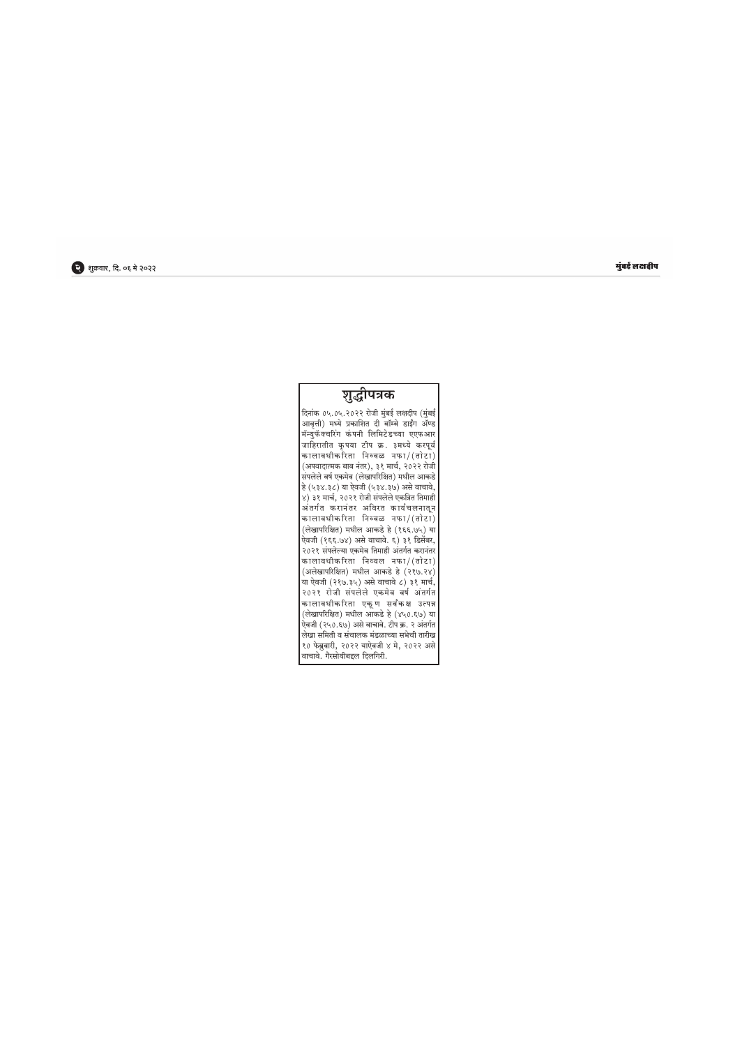# शुद्धीपत्रक

दिनांक ०५.०५.२०२२ रोजी मुंबई लक्षदीप (मुंबई आवृत्ती) मध्ये प्रकाशित दी बॉम्बे डाईंग अँण्ड मॅन्युफॅक्चरिंग कंपनी लिमिटेडच्या एएफआर जाहिरातीत कृपया टीप क्र. ३मध्ये करपूर्व कालावधीकरिता निव्वळ नफा/(तोटा) (अपवादात्मक बाब नंतर), ३१ मार्च, २०२२ रोजी संपलेले वर्ष एकमेव (लेखापरिक्षित) मधील आकडे हे (५३४.३८) या ऐवजी (५३४.३७) असे वाचावे, ४) ३१ मार्च, २०२१ रोजी संपलेले एकत्रित तिमाही अंतर्गत करानंतर अविरत कार्यचलनातून कालावधीकरिता निव्वळ नफा/(तोटा) (लेखापरिक्षित) मधील आकडे हे (१६६.७५) या ऐवजी (१६६.७४) असे वाचावे. ६) ३१ डिसेंबर, २०२१ संपलेल्या एकमेव तिमाही अंतर्गत करानंतर कालावधीकरिता निव्वल नफा/(तोटा) (अलेखापरिक्षित) मधील आकडे हे (२१७.२४) या ऐवजी (२१७.३५) असे वाचावे ८) ३१ मार्च, २०२१ रोजी संपलेले एकमेव वर्ष अंतर्गत कालावधीकरिता एकूण सर्वंकष उत्पन्न (लेखापरिक्षित) मधील आकडे हे (४५०.६७) या ऐवजी (२५०.६७) असे वाचावे. टीप क्र. २ अंतर्गत लेखा समिती व संचालक मंडळाच्या सभेची तारीख १० फेब्रुवारी, २०२२ याऐवजी ४ मे, २०२२ असे वाचावे. गैरसोयीबद्दल दिलगिरी.